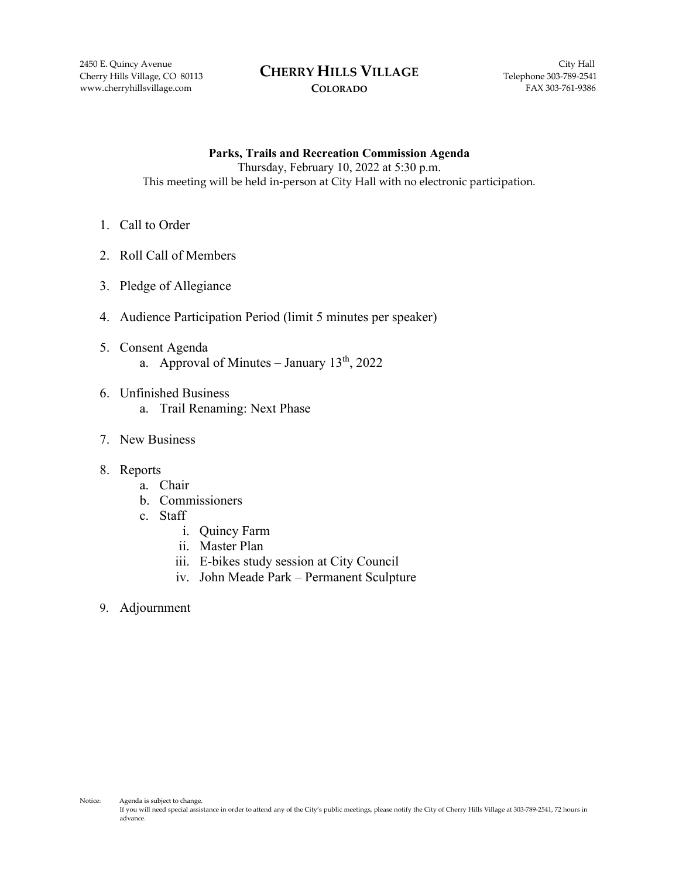2450 E. Quincy Avenue
Cherry Hills Village, CO 80113
www.cherryhillsvillage.com

# CHERRY HILLS VILLAGE

**COLORADO**

City Hall
Telephone 303-789-2541
FAX 303-761-9386

## Parks, Trails and Recreation Commission Agenda

Thursday, February 10, 2022 at 5:30 p.m.
This meeting will be held in-person at City Hall with no electronic participation.

1. Call to Order
2. Roll Call of Members
3. Pledge of Allegiance
4. Audience Participation Period (limit 5 minutes per speaker)
5. Consent Agenda
   a. Approval of Minutes – January 13th, 2022
6. Unfinished Business
   a. Trail Renaming: Next Phase
7. New Business
8. Reports
   a. Chair
   b. Commissioners
   c. Staff
      i. Quincy Farm
      ii. Master Plan
      iii. E-bikes study session at City Council
      iv. John Meade Park – Permanent Sculpture
9. Adjournment

Notice: Agenda is subject to change.
If you will need special assistance in order to attend any of the City's public meetings, please notify the City of Cherry Hills Village at 303-789-2541, 72 hours in advance.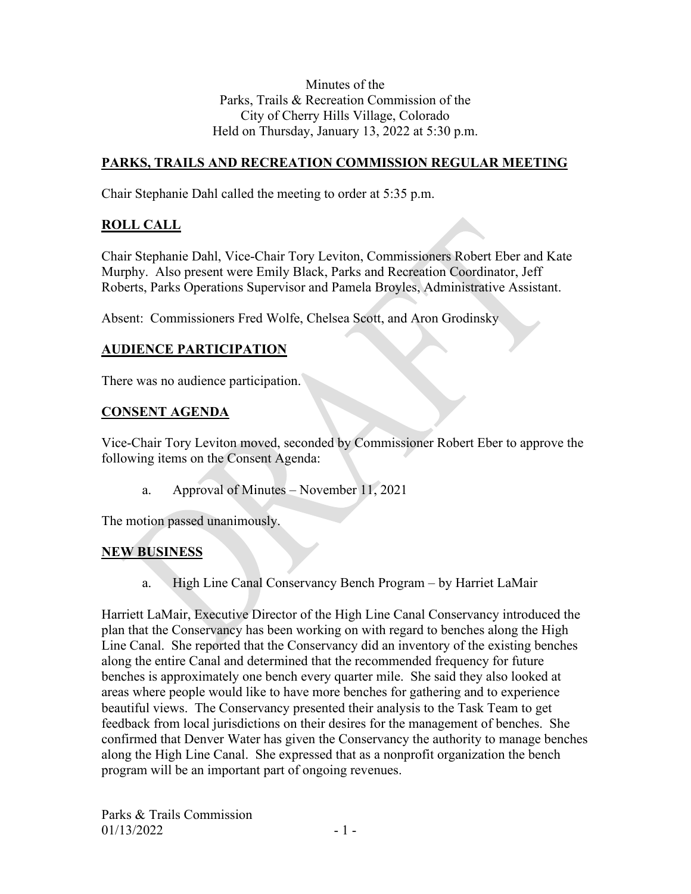Minutes of the
Parks, Trails & Recreation Commission of the
City of Cherry Hills Village, Colorado
Held on Thursday, January 13, 2022 at 5:30 p.m.

## PARKS, TRAILS AND RECREATION COMMISSION REGULAR MEETING

Chair Stephanie Dahl called the meeting to order at 5:35 p.m.

## ROLL CALL

Chair Stephanie Dahl, Vice-Chair Tory Leviton, Commissioners Robert Eber and Kate Murphy. Also present were Emily Black, Parks and Recreation Coordinator, Jeff Roberts, Parks Operations Supervisor and Pamela Broyles, Administrative Assistant.

Absent: Commissioners Fred Wolfe, Chelsea Scott, and Aron Grodinsky

## AUDIENCE PARTICIPATION

There was no audience participation.

## CONSENT AGENDA

Vice-Chair Tory Leviton moved, seconded by Commissioner Robert Eber to approve the following items on the Consent Agenda:

a. Approval of Minutes – November 11, 2021

The motion passed unanimously.

## NEW BUSINESS

a. High Line Canal Conservancy Bench Program – by Harriet LaMair

Harriett LaMair, Executive Director of the High Line Canal Conservancy introduced the plan that the Conservancy has been working on with regard to benches along the High Line Canal. She reported that the Conservancy did an inventory of the existing benches along the entire Canal and determined that the recommended frequency for future benches is approximately one bench every quarter mile. She said they also looked at areas where people would like to have more benches for gathering and to experience beautiful views. The Conservancy presented their analysis to the Task Team to get feedback from local jurisdictions on their desires for the management of benches. She confirmed that Denver Water has given the Conservancy the authority to manage benches along the High Line Canal. She expressed that as a nonprofit organization the bench program will be an important part of ongoing revenues.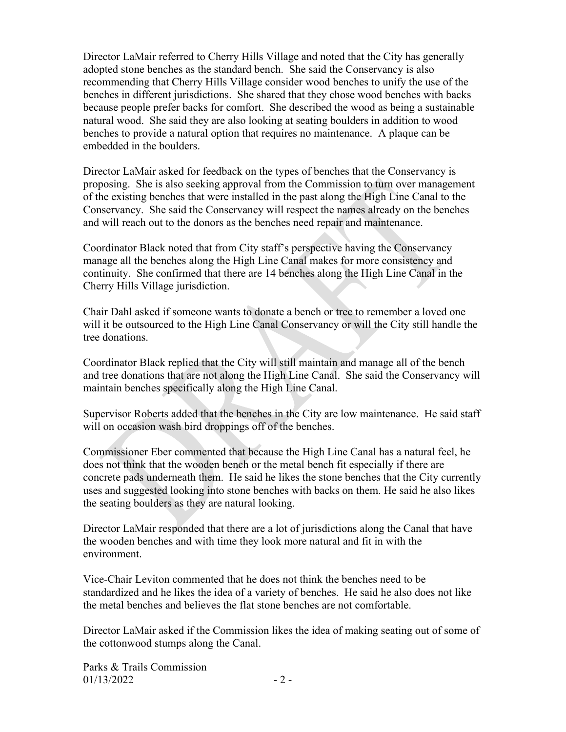Director LaMair referred to Cherry Hills Village and noted that the City has generally adopted stone benches as the standard bench. She said the Conservancy is also recommending that Cherry Hills Village consider wood benches to unify the use of the benches in different jurisdictions. She shared that they chose wood benches with backs because people prefer backs for comfort. She described the wood as being a sustainable natural wood. She said they are also looking at seating boulders in addition to wood benches to provide a natural option that requires no maintenance. A plaque can be embedded in the boulders.

Director LaMair asked for feedback on the types of benches that the Conservancy is proposing. She is also seeking approval from the Commission to turn over management of the existing benches that were installed in the past along the High Line Canal to the Conservancy. She said the Conservancy will respect the names already on the benches and will reach out to the donors as the benches need repair and maintenance.

Coordinator Black noted that from City staff's perspective having the Conservancy manage all the benches along the High Line Canal makes for more consistency and continuity. She confirmed that there are 14 benches along the High Line Canal in the Cherry Hills Village jurisdiction.

Chair Dahl asked if someone wants to donate a bench or tree to remember a loved one will it be outsourced to the High Line Canal Conservancy or will the City still handle the tree donations.

Coordinator Black replied that the City will still maintain and manage all of the bench and tree donations that are not along the High Line Canal. She said the Conservancy will maintain benches specifically along the High Line Canal.

Supervisor Roberts added that the benches in the City are low maintenance. He said staff will on occasion wash bird droppings off of the benches.

Commissioner Eber commented that because the High Line Canal has a natural feel, he does not think that the wooden bench or the metal bench fit especially if there are concrete pads underneath them. He said he likes the stone benches that the City currently uses and suggested looking into stone benches with backs on them. He said he also likes the seating boulders as they are natural looking.

Director LaMair responded that there are a lot of jurisdictions along the Canal that have the wooden benches and with time they look more natural and fit in with the environment.

Vice-Chair Leviton commented that he does not think the benches need to be standardized and he likes the idea of a variety of benches. He said he also does not like the metal benches and believes the flat stone benches are not comfortable.

Director LaMair asked if the Commission likes the idea of making seating out of some of the cottonwood stumps along the Canal.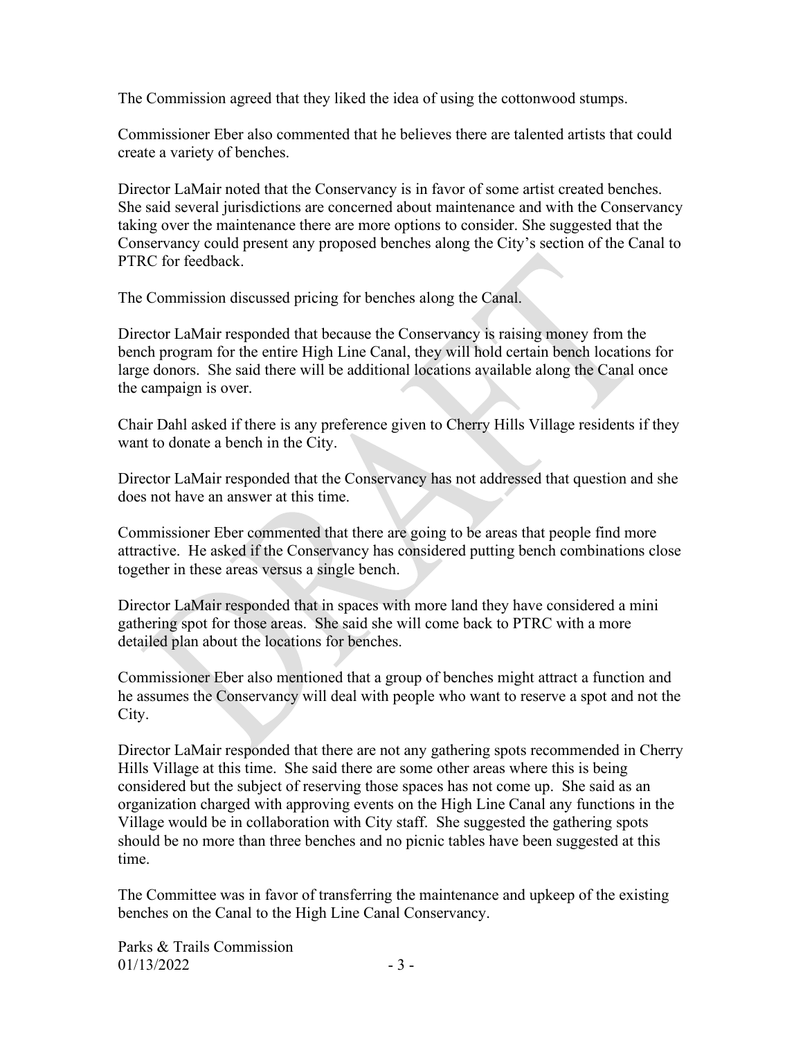The Commission agreed that they liked the idea of using the cottonwood stumps.

Commissioner Eber also commented that he believes there are talented artists that could create a variety of benches.

Director LaMair noted that the Conservancy is in favor of some artist created benches. She said several jurisdictions are concerned about maintenance and with the Conservancy taking over the maintenance there are more options to consider. She suggested that the Conservancy could present any proposed benches along the City's section of the Canal to PTRC for feedback.

The Commission discussed pricing for benches along the Canal.

Director LaMair responded that because the Conservancy is raising money from the bench program for the entire High Line Canal, they will hold certain bench locations for large donors. She said there will be additional locations available along the Canal once the campaign is over.

Chair Dahl asked if there is any preference given to Cherry Hills Village residents if they want to donate a bench in the City.

Director LaMair responded that the Conservancy has not addressed that question and she does not have an answer at this time.

Commissioner Eber commented that there are going to be areas that people find more attractive. He asked if the Conservancy has considered putting bench combinations close together in these areas versus a single bench.

Director LaMair responded that in spaces with more land they have considered a mini gathering spot for those areas. She said she will come back to PTRC with a more detailed plan about the locations for benches.

Commissioner Eber also mentioned that a group of benches might attract a function and he assumes the Conservancy will deal with people who want to reserve a spot and not the City.

Director LaMair responded that there are not any gathering spots recommended in Cherry Hills Village at this time. She said there are some other areas where this is being considered but the subject of reserving those spaces has not come up. She said as an organization charged with approving events on the High Line Canal any functions in the Village would be in collaboration with City staff. She suggested the gathering spots should be no more than three benches and no picnic tables have been suggested at this time.

The Committee was in favor of transferring the maintenance and upkeep of the existing benches on the Canal to the High Line Canal Conservancy.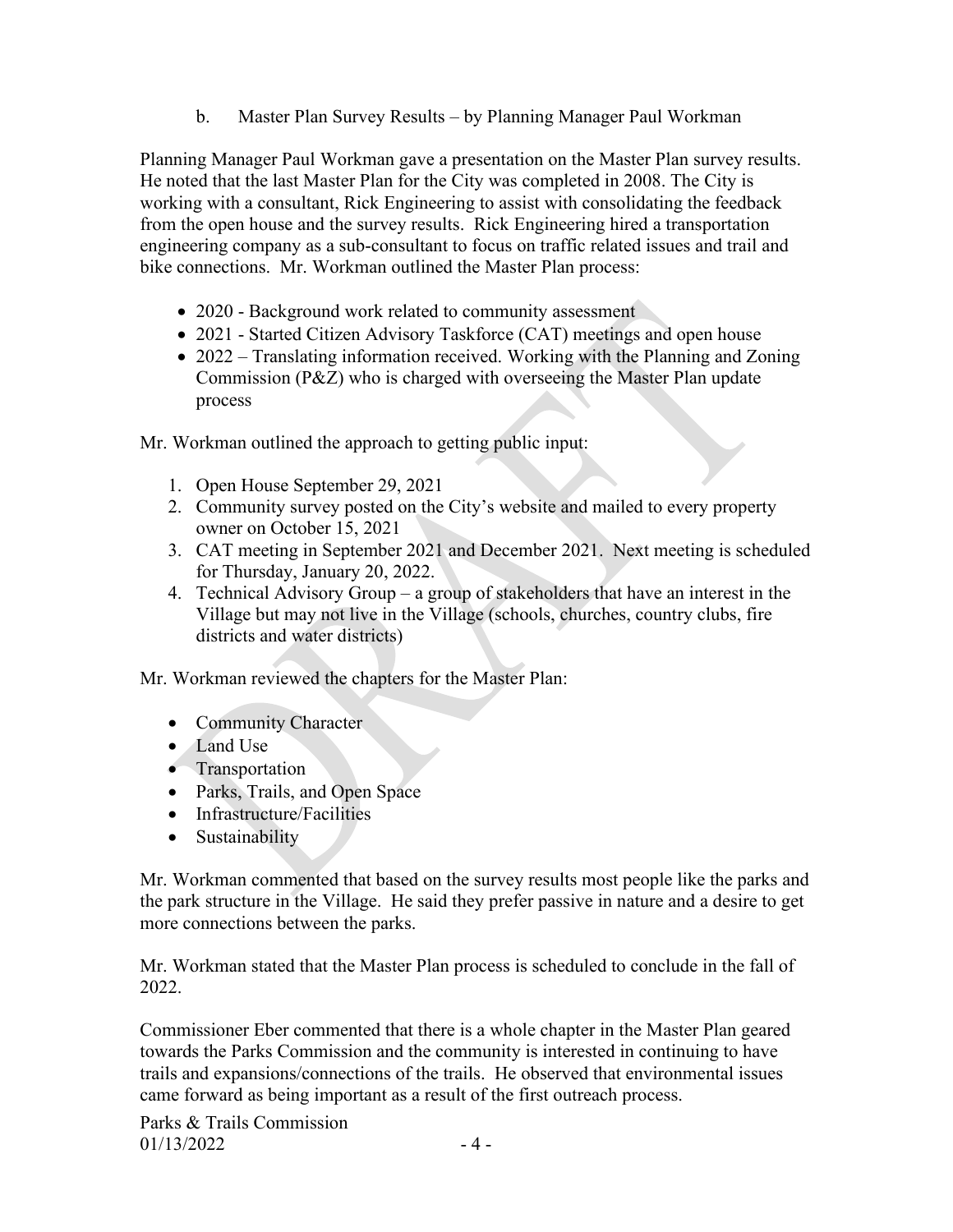b. Master Plan Survey Results – by Planning Manager Paul Workman

Planning Manager Paul Workman gave a presentation on the Master Plan survey results. He noted that the last Master Plan for the City was completed in 2008. The City is working with a consultant, Rick Engineering to assist with consolidating the feedback from the open house and the survey results. Rick Engineering hired a transportation engineering company as a sub-consultant to focus on traffic related issues and trail and bike connections. Mr. Workman outlined the Master Plan process:

- 2020 - Background work related to community assessment
- 2021 - Started Citizen Advisory Taskforce (CAT) meetings and open house
- 2022 – Translating information received. Working with the Planning and Zoning Commission (P&Z) who is charged with overseeing the Master Plan update process

Mr. Workman outlined the approach to getting public input:

1. Open House September 29, 2021
2. Community survey posted on the City's website and mailed to every property owner on October 15, 2021
3. CAT meeting in September 2021 and December 2021. Next meeting is scheduled for Thursday, January 20, 2022.
4. Technical Advisory Group – a group of stakeholders that have an interest in the Village but may not live in the Village (schools, churches, country clubs, fire districts and water districts)

Mr. Workman reviewed the chapters for the Master Plan:

- Community Character
- Land Use
- Transportation
- Parks, Trails, and Open Space
- Infrastructure/Facilities
- Sustainability

Mr. Workman commented that based on the survey results most people like the parks and the park structure in the Village. He said they prefer passive in nature and a desire to get more connections between the parks.

Mr. Workman stated that the Master Plan process is scheduled to conclude in the fall of 2022.

Commissioner Eber commented that there is a whole chapter in the Master Plan geared towards the Parks Commission and the community is interested in continuing to have trails and expansions/connections of the trails. He observed that environmental issues came forward as being important as a result of the first outreach process.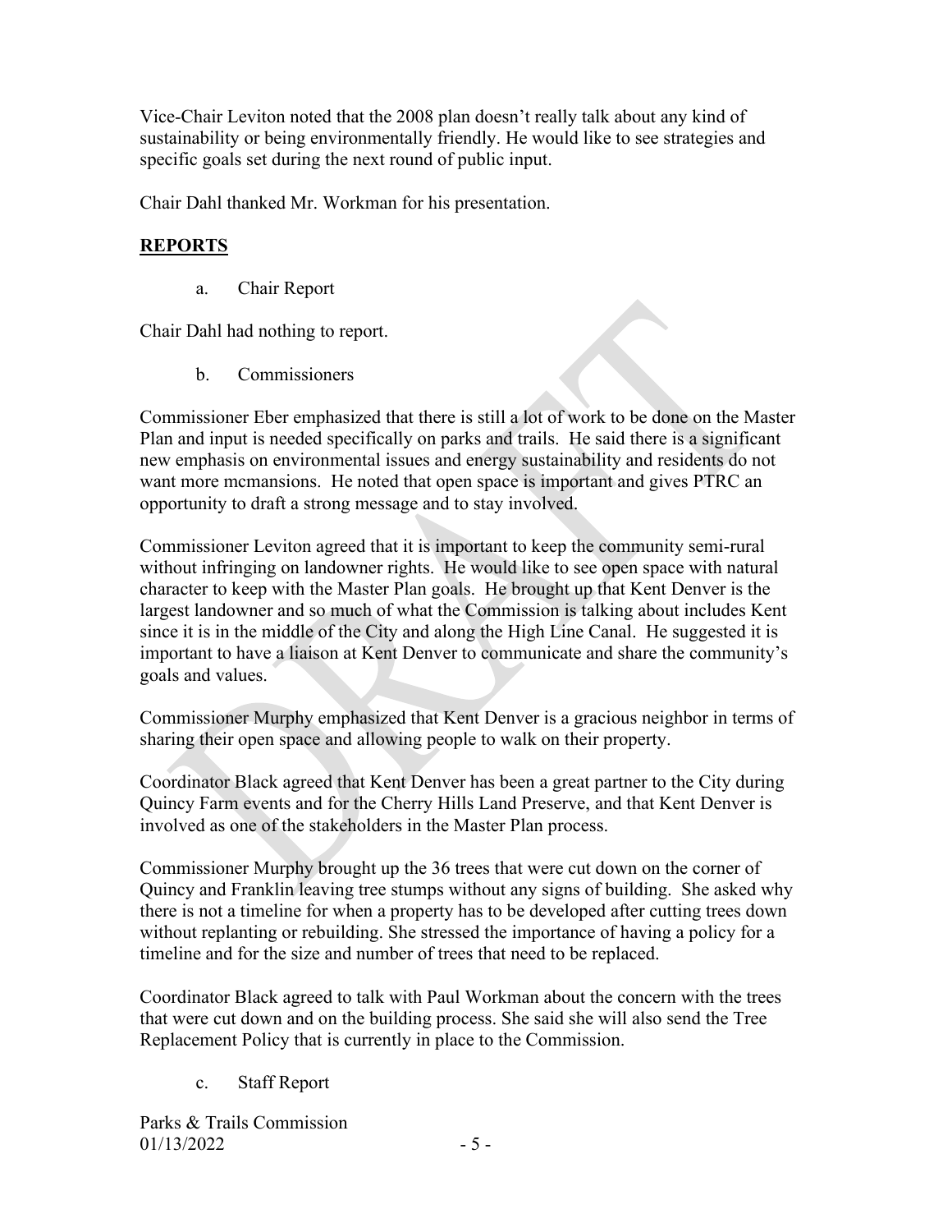Vice-Chair Leviton noted that the 2008 plan doesn't really talk about any kind of sustainability or being environmentally friendly. He would like to see strategies and specific goals set during the next round of public input.

Chair Dahl thanked Mr. Workman for his presentation.

## REPORTS

a. Chair Report

Chair Dahl had nothing to report.

b. Commissioners

Commissioner Eber emphasized that there is still a lot of work to be done on the Master Plan and input is needed specifically on parks and trails. He said there is a significant new emphasis on environmental issues and energy sustainability and residents do not want more mcmansions. He noted that open space is important and gives PTRC an opportunity to draft a strong message and to stay involved.

Commissioner Leviton agreed that it is important to keep the community semi-rural without infringing on landowner rights. He would like to see open space with natural character to keep with the Master Plan goals. He brought up that Kent Denver is the largest landowner and so much of what the Commission is talking about includes Kent since it is in the middle of the City and along the High Line Canal. He suggested it is important to have a liaison at Kent Denver to communicate and share the community's goals and values.

Commissioner Murphy emphasized that Kent Denver is a gracious neighbor in terms of sharing their open space and allowing people to walk on their property.

Coordinator Black agreed that Kent Denver has been a great partner to the City during Quincy Farm events and for the Cherry Hills Land Preserve, and that Kent Denver is involved as one of the stakeholders in the Master Plan process.

Commissioner Murphy brought up the 36 trees that were cut down on the corner of Quincy and Franklin leaving tree stumps without any signs of building. She asked why there is not a timeline for when a property has to be developed after cutting trees down without replanting or rebuilding. She stressed the importance of having a policy for a timeline and for the size and number of trees that need to be replaced.

Coordinator Black agreed to talk with Paul Workman about the concern with the trees that were cut down and on the building process. She said she will also send the Tree Replacement Policy that is currently in place to the Commission.

c. Staff Report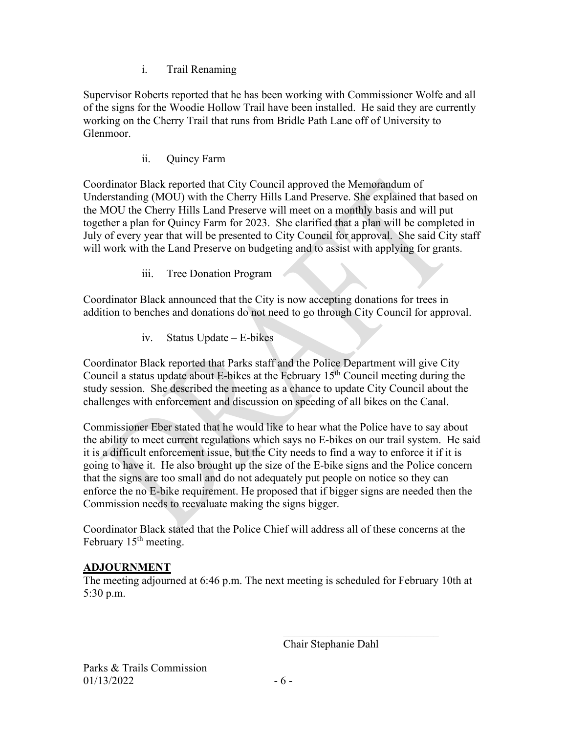i. Trail Renaming

Supervisor Roberts reported that he has been working with Commissioner Wolfe and all of the signs for the Woodie Hollow Trail have been installed. He said they are currently working on the Cherry Trail that runs from Bridle Path Lane off of University to Glenmoor.

ii. Quincy Farm

Coordinator Black reported that City Council approved the Memorandum of Understanding (MOU) with the Cherry Hills Land Preserve. She explained that based on the MOU the Cherry Hills Land Preserve will meet on a monthly basis and will put together a plan for Quincy Farm for 2023. She clarified that a plan will be completed in July of every year that will be presented to City Council for approval. She said City staff will work with the Land Preserve on budgeting and to assist with applying for grants.

iii. Tree Donation Program

Coordinator Black announced that the City is now accepting donations for trees in addition to benches and donations do not need to go through City Council for approval.

iv. Status Update – E-bikes

Coordinator Black reported that Parks staff and the Police Department will give City Council a status update about E-bikes at the February 15th Council meeting during the study session. She described the meeting as a chance to update City Council about the challenges with enforcement and discussion on speeding of all bikes on the Canal.

Commissioner Eber stated that he would like to hear what the Police have to say about the ability to meet current regulations which says no E-bikes on our trail system. He said it is a difficult enforcement issue, but the City needs to find a way to enforce it if it is going to have it. He also brought up the size of the E-bike signs and the Police concern that the signs are too small and do not adequately put people on notice so they can enforce the no E-bike requirement. He proposed that if bigger signs are needed then the Commission needs to reevaluate making the signs bigger.

Coordinator Black stated that the Police Chief will address all of these concerns at the February 15th meeting.

## ADJOURNMENT

The meeting adjourned at 6:46 p.m. The next meeting is scheduled for February 10th at 5:30 p.m.

\_\_\_\_\_\_\_\_\_\_\_\_\_\_\_\_\_\_\_\_\_\_\_\_\_\_\_\_\_\_
Chair Stephanie Dahl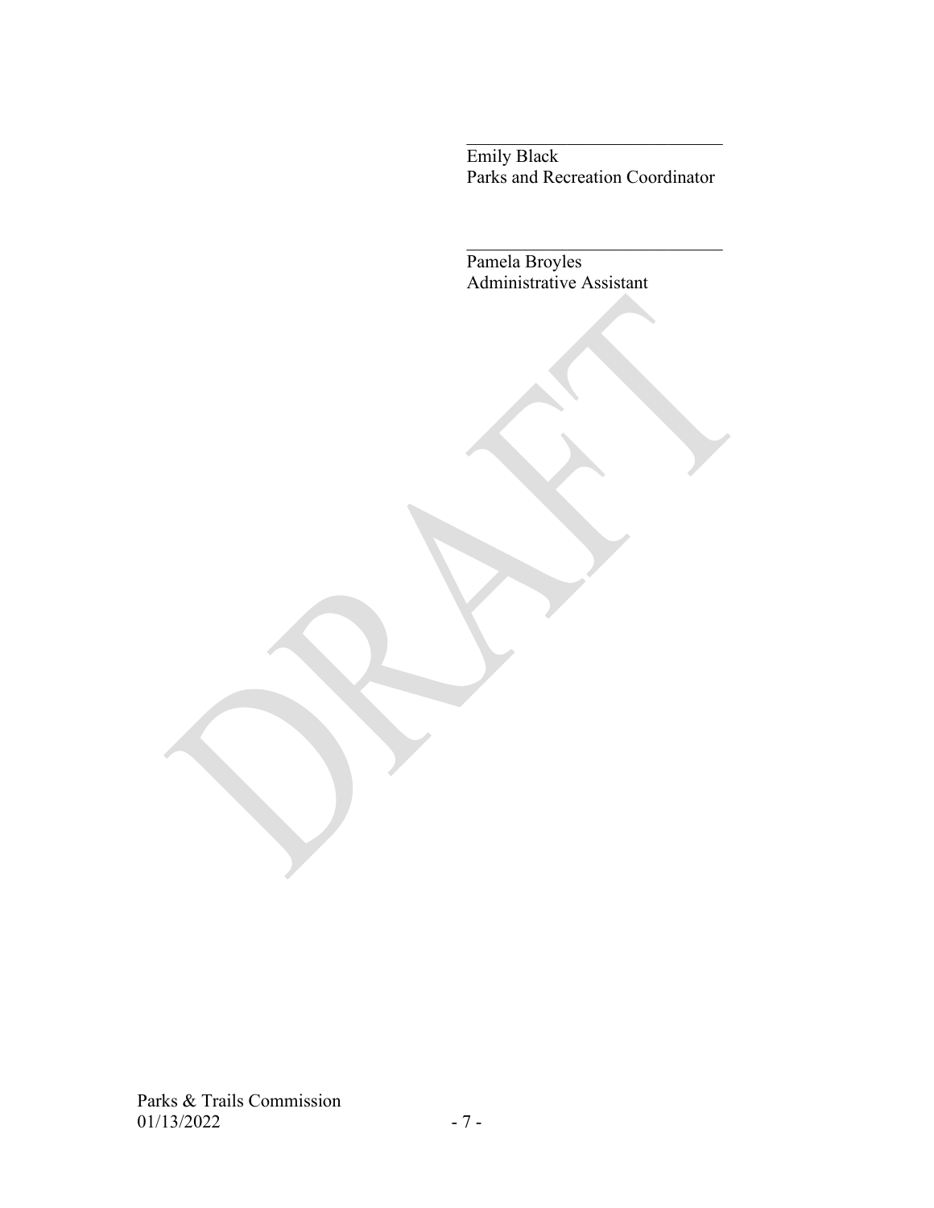\_\_\_\_\_\_\_\_\_\_\_\_\_\_\_\_\_\_\_\_\_\_\_\_\_\_\_\_\_\_
Emily Black
Parks and Recreation Coordinator

\_\_\_\_\_\_\_\_\_\_\_\_\_\_\_\_\_\_\_\_\_\_\_\_\_\_\_\_\_\_
Pamela Broyles
Administrative Assistant

DRAFT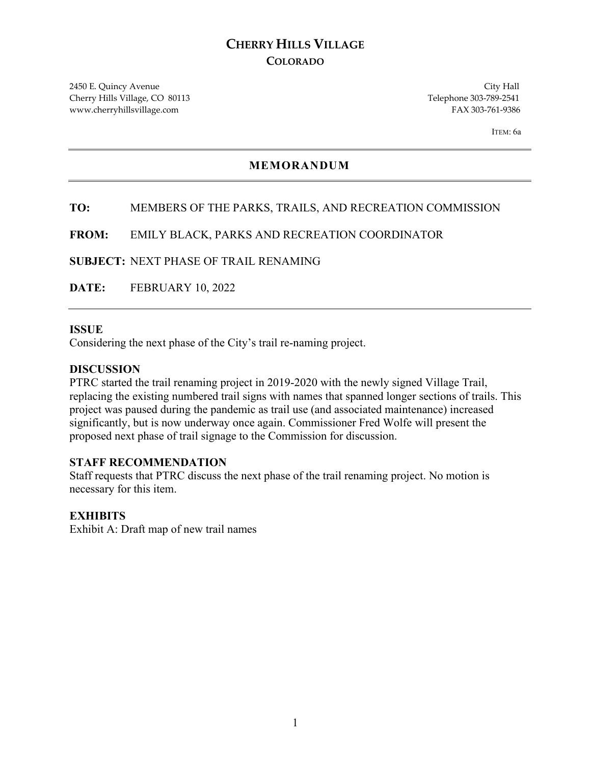# CHERRY HILLS VILLAGE
## COLORADO

2450 E. Quincy Avenue
Cherry Hills Village, CO 80113
www.cherryhillsvillage.com

City Hall
Telephone 303-789-2541
FAX 303-761-9386

ITEM: 6a

## MEMORANDUM

**TO:** MEMBERS OF THE PARKS, TRAILS, AND RECREATION COMMISSION

**FROM:** EMILY BLACK, PARKS AND RECREATION COORDINATOR

**SUBJECT:** NEXT PHASE OF TRAIL RENAMING

**DATE:** FEBRUARY 10, 2022

**ISSUE**
Considering the next phase of the City's trail re-naming project.

**DISCUSSION**
PTRC started the trail renaming project in 2019-2020 with the newly signed Village Trail, replacing the existing numbered trail signs with names that spanned longer sections of trails. This project was paused during the pandemic as trail use (and associated maintenance) increased significantly, but is now underway once again. Commissioner Fred Wolfe will present the proposed next phase of trail signage to the Commission for discussion.

**STAFF RECOMMENDATION**
Staff requests that PTRC discuss the next phase of the trail renaming project. No motion is necessary for this item.

**EXHIBITS**
Exhibit A: Draft map of new trail names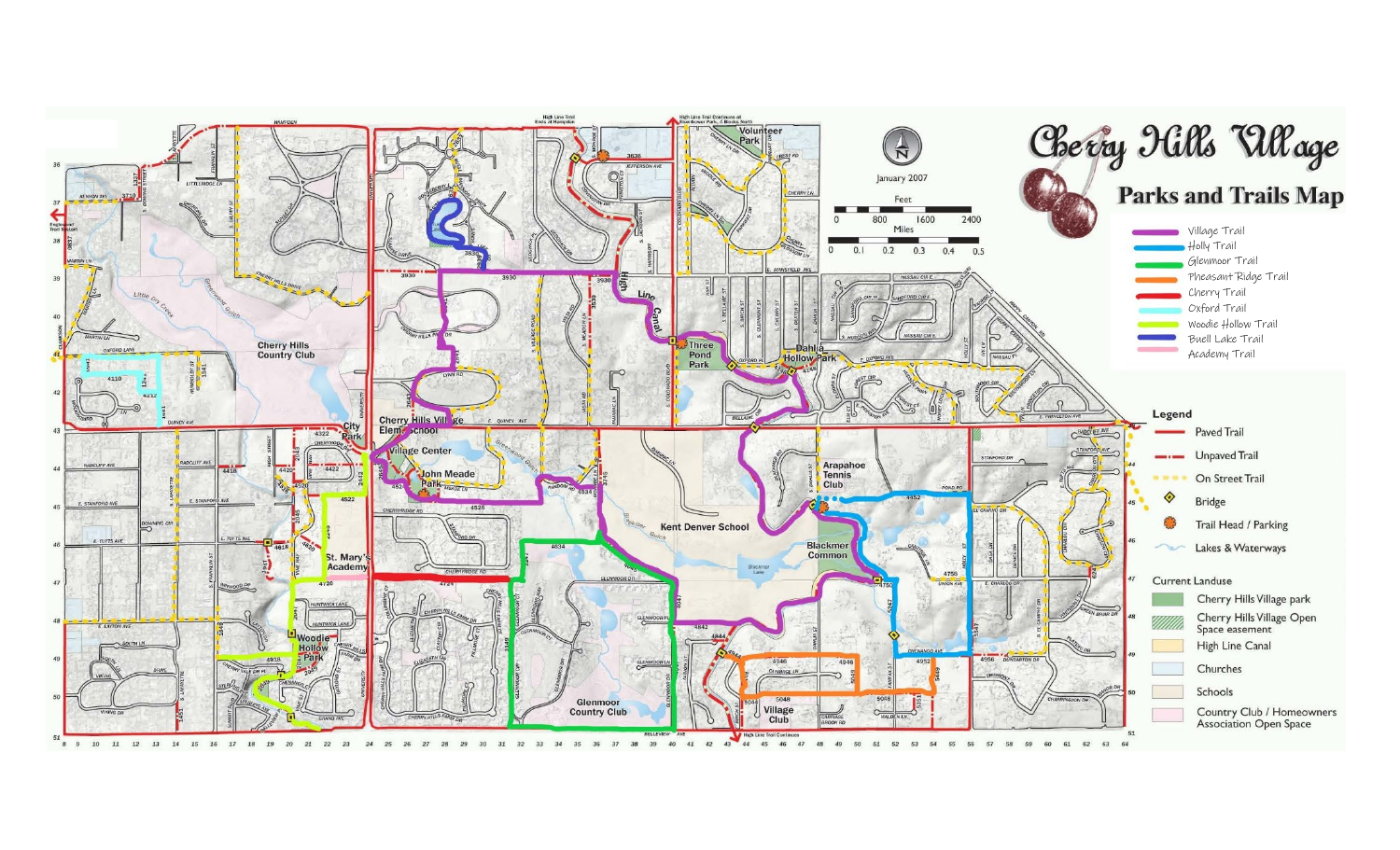# Cherry Hills Village

## Parks and Trails Map

January 2007

Feet: 0 | 800 | 1600 | 2400

Miles: 0 | 0.1 | 0.2 | 0.3 | 0.4 | 0.5

- Village Trail
- Holly Trail
- Glenmoor Trail
- Pheasant Ridge Trail
- Cherry Trail
- Oxford Trail
- Woodie Hollow Trail
- Buell Lake Trail
- Academy Trail

**Legend**

- Paved Trail
- Unpaved Trail
- On Street Trail
- Bridge
- Trail Head / Parking
- Lakes & Waterways

**Current Landuse**

- Cherry Hills Village park
- Cherry Hills Village Open Space easement
- High Line Canal
- Churches
- Schools
- Country Club / Homeowners Association Open Space

Volunteer Park

Three Pond Park

Dahlia Hollow Park

Cherry Hills Country Club

City Park

Cherry Hills Village Elementary School

Village Center

John Meade Park

Kent Denver School

Arapahoe Tennis Club

Blackmer Common

St. Mary's Academy

Woodie Hollow Park

Glenmoor Country Club

Village Club

High Line Canal

High Line Trail Ends at Hampden

High Line Trail Continues at Bow Hampden Park, 5 Blocks North

High Line Trail Continues